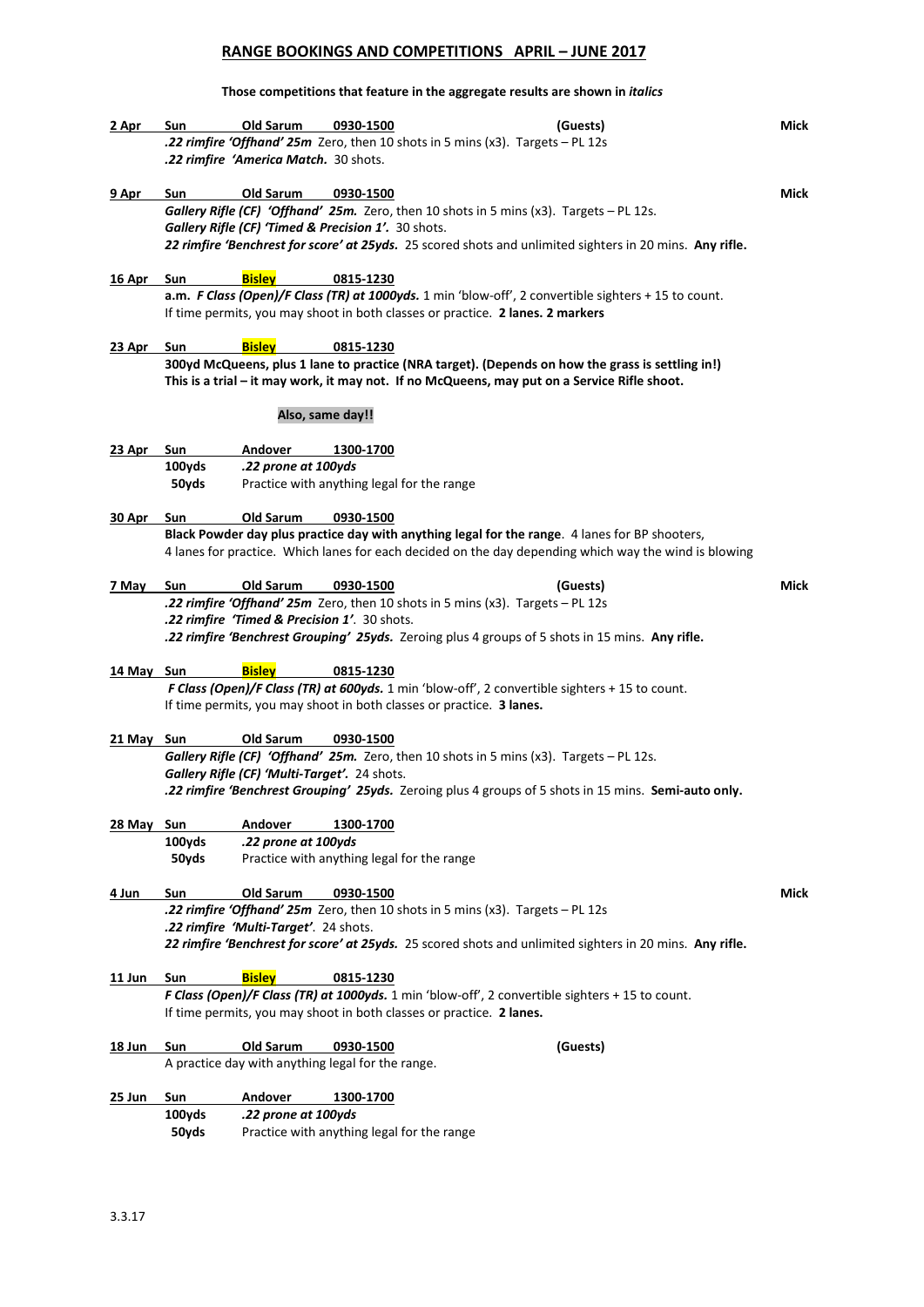# RANGE BOOKINGS AND COMPETITIONS APRIL – JUNE 2017

**Those competitions that feature in the aggregate results are shown in *italics***

**2 Apr** **Sun** **Old Sarum** **0930-1500** **(Guests)** **Mick**
***.22 rimfire 'Offhand' 25m*** Zero, then 10 shots in 5 mins (x3). Targets – PL 12s
***.22 rimfire 'America Match.*** 30 shots.

**9 Apr** **Sun** **Old Sarum** **0930-1500** **Mick**
***Gallery Rifle (CF) 'Offhand' 25m.*** Zero, then 10 shots in 5 mins (x3). Targets – PL 12s.
***Gallery Rifle (CF) 'Timed & Precision 1'.*** 30 shots.
***22 rimfire 'Benchrest for score' at 25yds.*** 25 scored shots and unlimited sighters in 20 mins. **Any rifle.**

**16 Apr** **Sun** **Bisley** **0815-1230**
**a.m. *F Class (Open)/F Class (TR) at 1000yds.*** 1 min 'blow-off', 2 convertible sighters + 15 to count.
If time permits, you may shoot in both classes or practice. **2 lanes. 2 markers**

**23 Apr** **Sun** **Bisley** **0815-1230**
**300yd McQueens, plus 1 lane to practice (NRA target). (Depends on how the grass is settling in!)**
**This is a trial – it may work, it may not. If no McQueens, may put on a Service Rifle shoot.**

**Also, same day!!**

**23 Apr** **Sun** **Andover** **1300-1700**
**100yds** ***.22 prone at 100yds***
**50yds** Practice with anything legal for the range

**30 Apr** **Sun** **Old Sarum** **0930-1500**
**Black Powder day plus practice day with anything legal for the range**. 4 lanes for BP shooters,
4 lanes for practice. Which lanes for each decided on the day depending which way the wind is blowing

**7 May** **Sun** **Old Sarum** **0930-1500** **(Guests)** **Mick**
***.22 rimfire 'Offhand' 25m*** Zero, then 10 shots in 5 mins (x3). Targets – PL 12s
***.22 rimfire 'Timed & Precision 1'***. 30 shots.
***.22 rimfire 'Benchrest Grouping' 25yds.*** Zeroing plus 4 groups of 5 shots in 15 mins. **Any rifle.**

**14 May** **Sun** **Bisley** **0815-1230**
***F Class (Open)/F Class (TR) at 600yds.*** 1 min 'blow-off', 2 convertible sighters + 15 to count.
If time permits, you may shoot in both classes or practice. **3 lanes.**

**21 May** **Sun** **Old Sarum** **0930-1500**
***Gallery Rifle (CF) 'Offhand' 25m.*** Zero, then 10 shots in 5 mins (x3). Targets – PL 12s.
***Gallery Rifle (CF) 'Multi-Target'.*** 24 shots.
***.22 rimfire 'Benchrest Grouping' 25yds.*** Zeroing plus 4 groups of 5 shots in 15 mins. **Semi-auto only.**

**28 May** **Sun** **Andover** **1300-1700**
**100yds** ***.22 prone at 100yds***
**50yds** Practice with anything legal for the range

**4 Jun** **Sun** **Old Sarum** **0930-1500** **Mick**
***.22 rimfire 'Offhand' 25m*** Zero, then 10 shots in 5 mins (x3). Targets – PL 12s
***.22 rimfire 'Multi-Target'***. 24 shots.
***22 rimfire 'Benchrest for score' at 25yds.*** 25 scored shots and unlimited sighters in 20 mins. **Any rifle.**

**11 Jun** **Sun** **Bisley** **0815-1230**
***F Class (Open)/F Class (TR) at 1000yds.*** 1 min 'blow-off', 2 convertible sighters + 15 to count.
If time permits, you may shoot in both classes or practice. **2 lanes.**

**18 Jun** **Sun** **Old Sarum** **0930-1500** **(Guests)**
A practice day with anything legal for the range.

**25 Jun** **Sun** **Andover** **1300-1700**
**100yds** ***.22 prone at 100yds***
**50yds** Practice with anything legal for the range

3.3.17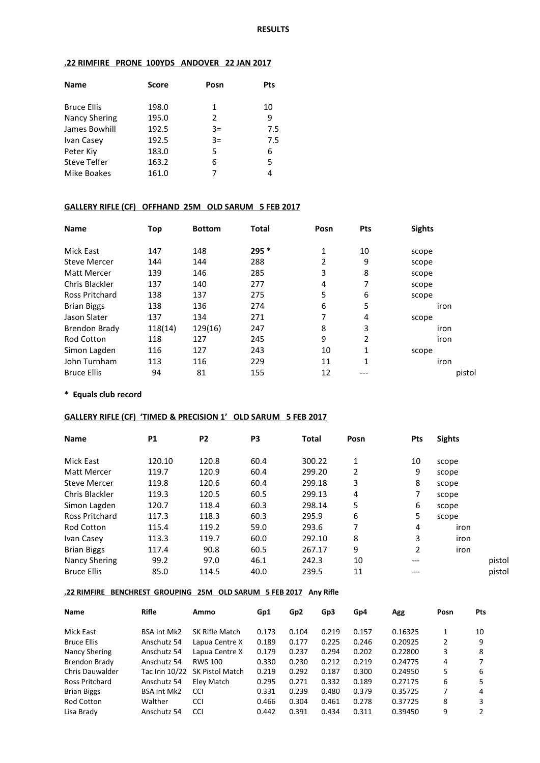**RESULTS**

**.22 RIMFIRE PRONE 100YDS ANDOVER 22 JAN 2017**

| Name | Score | Posn | Pts |
|---|---|---|---|
| Bruce Ellis | 198.0 | 1 | 10 |
| Nancy Shering | 195.0 | 2 | 9 |
| James Bowhill | 192.5 | 3= | 7.5 |
| Ivan Casey | 192.5 | 3= | 7.5 |
| Peter Kiy | 183.0 | 5 | 6 |
| Steve Telfer | 163.2 | 6 | 5 |
| Mike Boakes | 161.0 | 7 | 4 |

**GALLERY RIFLE (CF) OFFHAND 25M OLD SARUM 5 FEB 2017**

| Name | Top | Bottom | Total | Posn | Pts | Sights |
|---|---|---|---|---|---|---|
| Mick East | 147 | 148 | **295 *** | 1 | 10 | scope |
| Steve Mercer | 144 | 144 | 288 | 2 | 9 | scope |
| Matt Mercer | 139 | 146 | 285 | 3 | 8 | scope |
| Chris Blackler | 137 | 140 | 277 | 4 | 7 | scope |
| Ross Pritchard | 138 | 137 | 275 | 5 | 6 | scope |
| Brian Biggs | 138 | 136 | 274 | 6 | 5 | iron |
| Jason Slater | 137 | 134 | 271 | 7 | 4 | scope |
| Brendon Brady | 118(14) | 129(16) | 247 | 8 | 3 | iron |
| Rod Cotton | 118 | 127 | 245 | 9 | 2 | iron |
| Simon Lagden | 116 | 127 | 243 | 10 | 1 | scope |
| John Turnham | 113 | 116 | 229 | 11 | 1 | iron |
| Bruce Ellis | 94 | 81 | 155 | 12 | --- | pistol |

**\* Equals club record**

**GALLERY RIFLE (CF) 'TIMED & PRECISION 1' OLD SARUM 5 FEB 2017**

| Name | P1 | P2 | P3 | Total | Posn | Pts | Sights |
|---|---|---|---|---|---|---|---|
| Mick East | 120.10 | 120.8 | 60.4 | 300.22 | 1 | 10 | scope |
| Matt Mercer | 119.7 | 120.9 | 60.4 | 299.20 | 2 | 9 | scope |
| Steve Mercer | 119.8 | 120.6 | 60.4 | 299.18 | 3 | 8 | scope |
| Chris Blackler | 119.3 | 120.5 | 60.5 | 299.13 | 4 | 7 | scope |
| Simon Lagden | 120.7 | 118.4 | 60.3 | 298.14 | 5 | 6 | scope |
| Ross Pritchard | 117.3 | 118.3 | 60.3 | 295.9 | 6 | 5 | scope |
| Rod Cotton | 115.4 | 119.2 | 59.0 | 293.6 | 7 | 4 | iron |
| Ivan Casey | 113.3 | 119.7 | 60.0 | 292.10 | 8 | 3 | iron |
| Brian Biggs | 117.4 | 90.8 | 60.5 | 267.17 | 9 | 2 | iron |
| Nancy Shering | 99.2 | 97.0 | 46.1 | 242.3 | 10 | --- | pistol |
| Bruce Ellis | 85.0 | 114.5 | 40.0 | 239.5 | 11 | --- | pistol |

**.22 RIMFIRE BENCHREST GROUPING 25M OLD SARUM 5 FEB 2017 Any Rifle**

| Name | Rifle | Ammo | Gp1 | Gp2 | Gp3 | Gp4 | Agg | Posn | Pts |
|---|---|---|---|---|---|---|---|---|---|
| Mick East | BSA Int Mk2 | SK Rifle Match | 0.173 | 0.104 | 0.219 | 0.157 | 0.16325 | 1 | 10 |
| Bruce Ellis | Anschutz 54 | Lapua Centre X | 0.189 | 0.177 | 0.225 | 0.246 | 0.20925 | 2 | 9 |
| Nancy Shering | Anschutz 54 | Lapua Centre X | 0.179 | 0.237 | 0.294 | 0.202 | 0.22800 | 3 | 8 |
| Brendon Brady | Anschutz 54 | RWS 100 | 0.330 | 0.230 | 0.212 | 0.219 | 0.24775 | 4 | 7 |
| Chris Dauwalder | Tac Inn 10/22 | SK Pistol Match | 0.219 | 0.292 | 0.187 | 0.300 | 0.24950 | 5 | 6 |
| Ross Pritchard | Anschutz 54 | Eley Match | 0.295 | 0.271 | 0.332 | 0.189 | 0.27175 | 6 | 5 |
| Brian Biggs | BSA Int Mk2 | CCI | 0.331 | 0.239 | 0.480 | 0.379 | 0.35725 | 7 | 4 |
| Rod Cotton | Walther | CCI | 0.466 | 0.304 | 0.461 | 0.278 | 0.37725 | 8 | 3 |
| Lisa Brady | Anschutz 54 | CCI | 0.442 | 0.391 | 0.434 | 0.311 | 0.39450 | 9 | 2 |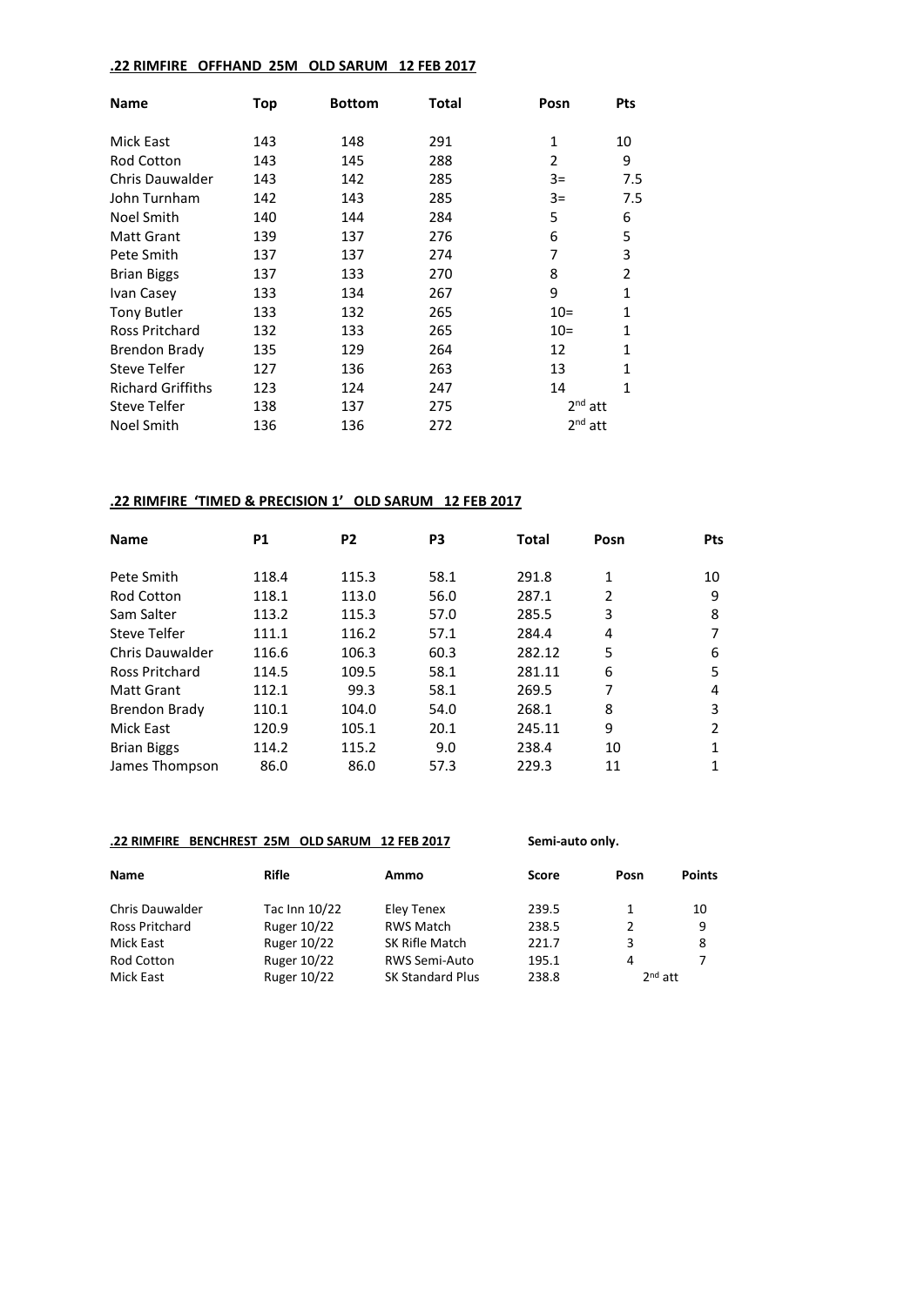**.22 RIMFIRE OFFHAND 25M OLD SARUM 12 FEB 2017**

| Name | Top | Bottom | Total | Posn | Pts |
|---|---|---|---|---|---|
| Mick East | 143 | 148 | 291 | 1 | 10 |
| Rod Cotton | 143 | 145 | 288 | 2 | 9 |
| Chris Dauwalder | 143 | 142 | 285 | 3= | 7.5 |
| John Turnham | 142 | 143 | 285 | 3= | 7.5 |
| Noel Smith | 140 | 144 | 284 | 5 | 6 |
| Matt Grant | 139 | 137 | 276 | 6 | 5 |
| Pete Smith | 137 | 137 | 274 | 7 | 3 |
| Brian Biggs | 137 | 133 | 270 | 8 | 2 |
| Ivan Casey | 133 | 134 | 267 | 9 | 1 |
| Tony Butler | 133 | 132 | 265 | 10= | 1 |
| Ross Pritchard | 132 | 133 | 265 | 10= | 1 |
| Brendon Brady | 135 | 129 | 264 | 12 | 1 |
| Steve Telfer | 127 | 136 | 263 | 13 | 1 |
| Richard Griffiths | 123 | 124 | 247 | 14 | 1 |
| Steve Telfer | 138 | 137 | 275 | 2nd att | |
| Noel Smith | 136 | 136 | 272 | 2nd att | |

**.22 RIMFIRE 'TIMED & PRECISION 1' OLD SARUM 12 FEB 2017**

| Name | P1 | P2 | P3 | Total | Posn | Pts |
|---|---|---|---|---|---|---|
| Pete Smith | 118.4 | 115.3 | 58.1 | 291.8 | 1 | 10 |
| Rod Cotton | 118.1 | 113.0 | 56.0 | 287.1 | 2 | 9 |
| Sam Salter | 113.2 | 115.3 | 57.0 | 285.5 | 3 | 8 |
| Steve Telfer | 111.1 | 116.2 | 57.1 | 284.4 | 4 | 7 |
| Chris Dauwalder | 116.6 | 106.3 | 60.3 | 282.12 | 5 | 6 |
| Ross Pritchard | 114.5 | 109.5 | 58.1 | 281.11 | 6 | 5 |
| Matt Grant | 112.1 | 99.3 | 58.1 | 269.5 | 7 | 4 |
| Brendon Brady | 110.1 | 104.0 | 54.0 | 268.1 | 8 | 3 |
| Mick East | 120.9 | 105.1 | 20.1 | 245.11 | 9 | 2 |
| Brian Biggs | 114.2 | 115.2 | 9.0 | 238.4 | 10 | 1 |
| James Thompson | 86.0 | 86.0 | 57.3 | 229.3 | 11 | 1 |

**.22 RIMFIRE BENCHREST 25M OLD SARUM 12 FEB 2017** **Semi-auto only.**

| Name | Rifle | Ammo | Score | Posn | Points |
|---|---|---|---|---|---|
| Chris Dauwalder | Tac Inn 10/22 | Eley Tenex | 239.5 | 1 | 10 |
| Ross Pritchard | Ruger 10/22 | RWS Match | 238.5 | 2 | 9 |
| Mick East | Ruger 10/22 | SK Rifle Match | 221.7 | 3 | 8 |
| Rod Cotton | Ruger 10/22 | RWS Semi-Auto | 195.1 | 4 | 7 |
| Mick East | Ruger 10/22 | SK Standard Plus | 238.8 | 2nd att | |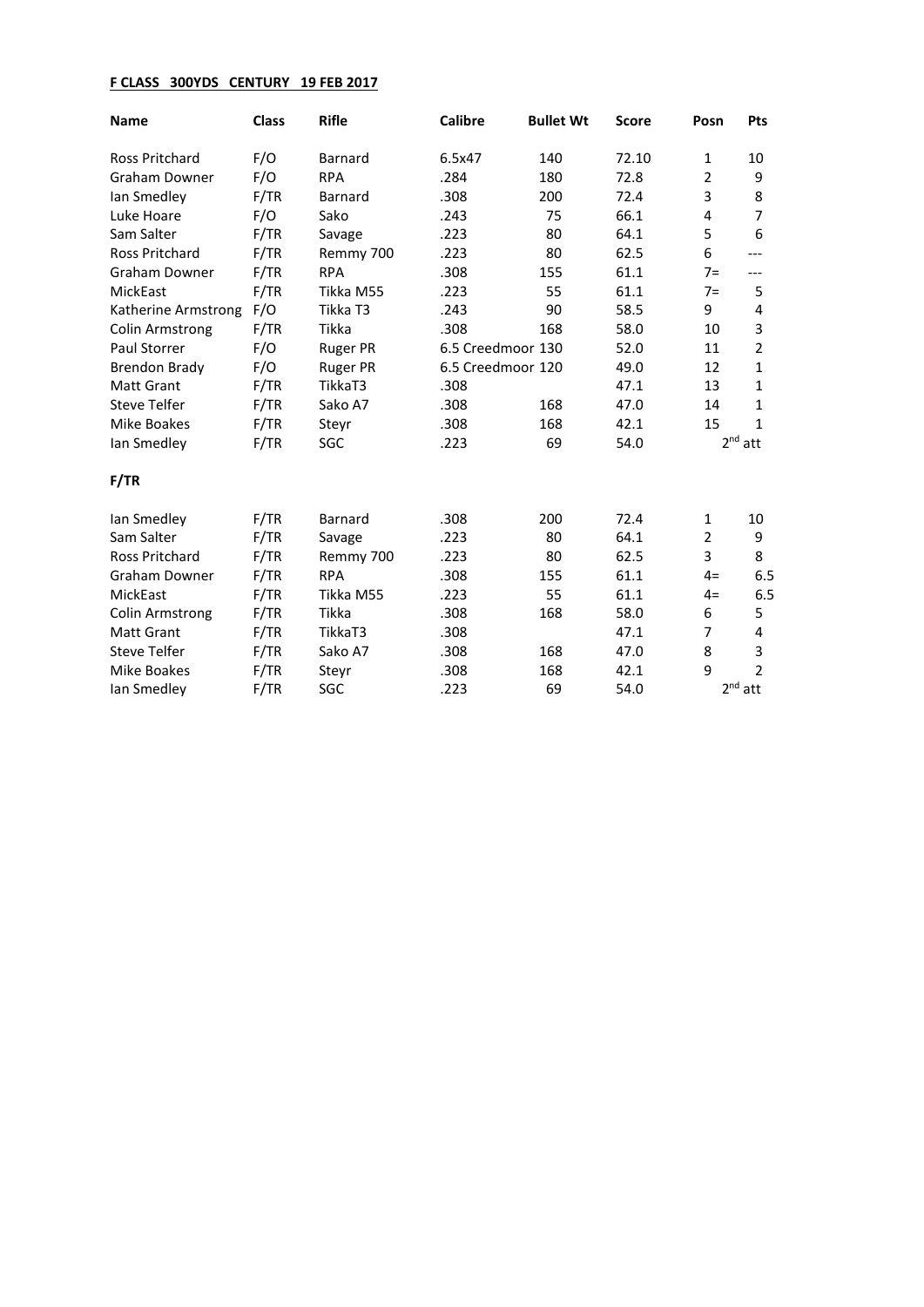**F CLASS 300YDS CENTURY 19 FEB 2017**

| Name | Class | Rifle | Calibre | Bullet Wt | Score | Posn | Pts |
|---|---|---|---|---|---|---|---|
| Ross Pritchard | F/O | Barnard | 6.5x47 | 140 | 72.10 | 1 | 10 |
| Graham Downer | F/O | RPA | .284 | 180 | 72.8 | 2 | 9 |
| Ian Smedley | F/TR | Barnard | .308 | 200 | 72.4 | 3 | 8 |
| Luke Hoare | F/O | Sako | .243 | 75 | 66.1 | 4 | 7 |
| Sam Salter | F/TR | Savage | .223 | 80 | 64.1 | 5 | 6 |
| Ross Pritchard | F/TR | Remmy 700 | .223 | 80 | 62.5 | 6 | --- |
| Graham Downer | F/TR | RPA | .308 | 155 | 61.1 | 7= | --- |
| MickEast | F/TR | Tikka M55 | .223 | 55 | 61.1 | 7= | 5 |
| Katherine Armstrong | F/O | Tikka T3 | .243 | 90 | 58.5 | 9 | 4 |
| Colin Armstrong | F/TR | Tikka | .308 | 168 | 58.0 | 10 | 3 |
| Paul Storrer | F/O | Ruger PR | 6.5 Creedmoor | 130 | 52.0 | 11 | 2 |
| Brendon Brady | F/O | Ruger PR | 6.5 Creedmoor | 120 | 49.0 | 12 | 1 |
| Matt Grant | F/TR | TikkaT3 | .308 | | 47.1 | 13 | 1 |
| Steve Telfer | F/TR | Sako A7 | .308 | 168 | 47.0 | 14 | 1 |
| Mike Boakes | F/TR | Steyr | .308 | 168 | 42.1 | 15 | 1 |
| Ian Smedley | F/TR | SGC | .223 | 69 | 54.0 | 2nd att | |

**F/TR**

| Name | Class | Rifle | Calibre | Bullet Wt | Score | Posn | Pts |
|---|---|---|---|---|---|---|---|
| Ian Smedley | F/TR | Barnard | .308 | 200 | 72.4 | 1 | 10 |
| Sam Salter | F/TR | Savage | .223 | 80 | 64.1 | 2 | 9 |
| Ross Pritchard | F/TR | Remmy 700 | .223 | 80 | 62.5 | 3 | 8 |
| Graham Downer | F/TR | RPA | .308 | 155 | 61.1 | 4= | 6.5 |
| MickEast | F/TR | Tikka M55 | .223 | 55 | 61.1 | 4= | 6.5 |
| Colin Armstrong | F/TR | Tikka | .308 | 168 | 58.0 | 6 | 5 |
| Matt Grant | F/TR | TikkaT3 | .308 | | 47.1 | 7 | 4 |
| Steve Telfer | F/TR | Sako A7 | .308 | 168 | 47.0 | 8 | 3 |
| Mike Boakes | F/TR | Steyr | .308 | 168 | 42.1 | 9 | 2 |
| Ian Smedley | F/TR | SGC | .223 | 69 | 54.0 | 2nd att | |